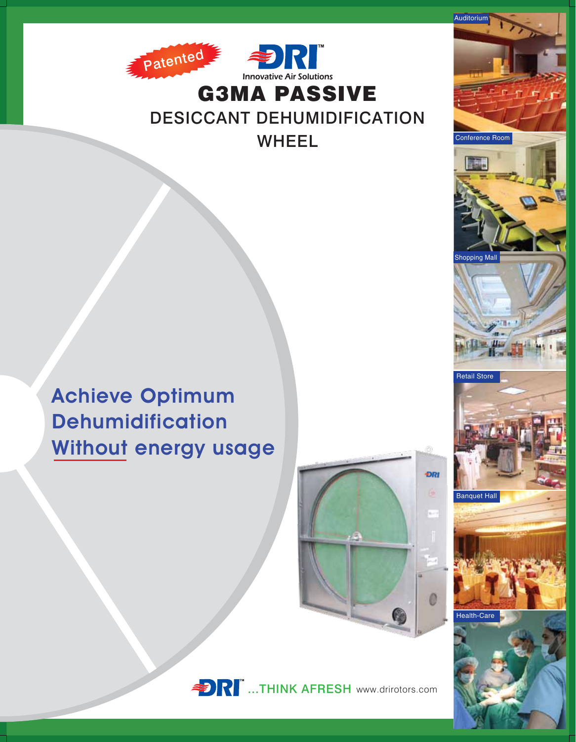Patented

DRI™ Innovative Air Solutions

# G3MA PASSIVE

## DESICCANT DEHUMIDIFICATION WHEEL

Auditorium

Conference Room

Shopping Mall

Retail Store

Banquet Hall

Health-Care

## Achieve Optimum Dehumidification Without energy usage

DRI™ ...THINK AFRESH www.drirotors.com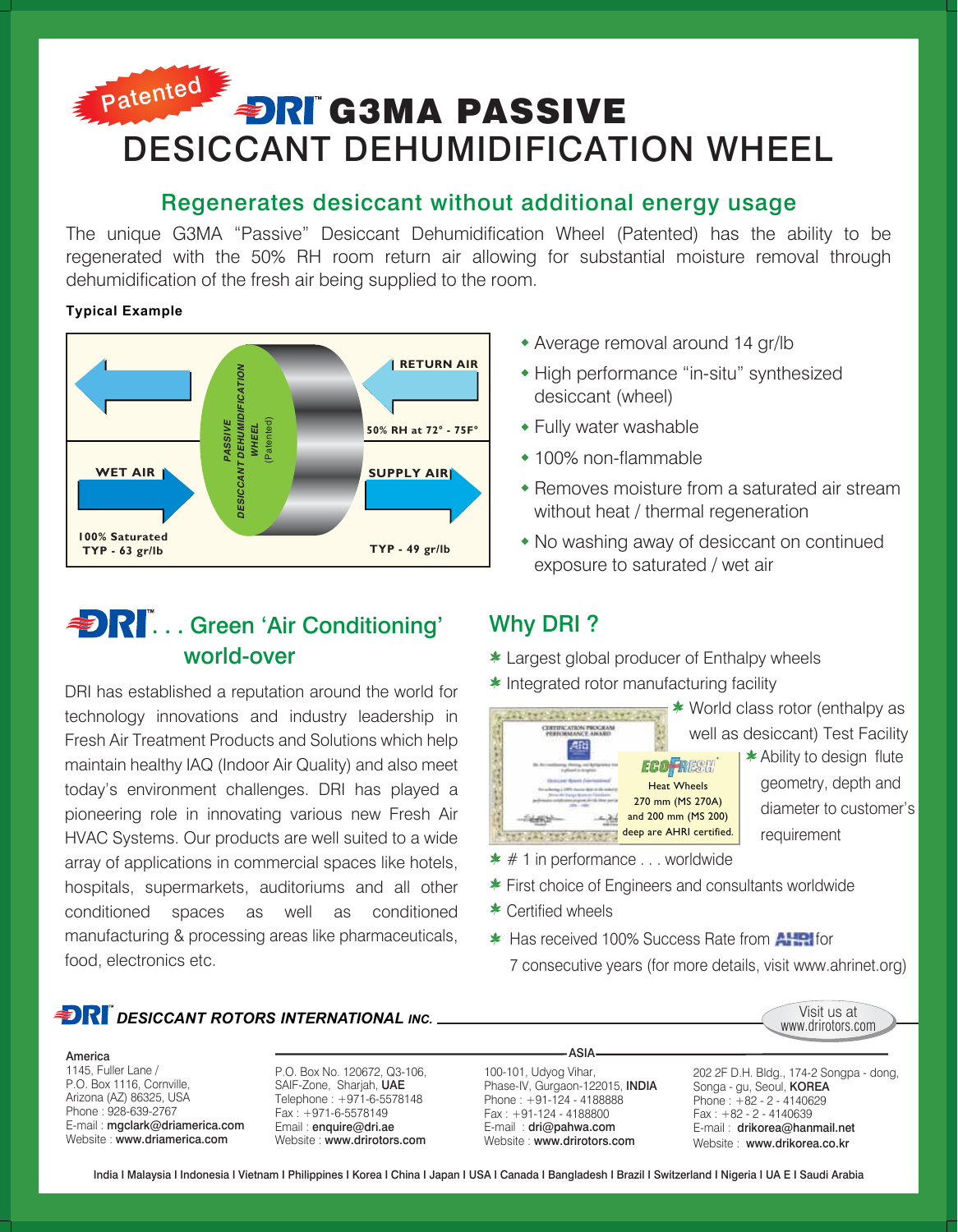Patented

# DRI™ G3MA PASSIVE DESICCANT DEHUMIDIFICATION WHEEL

## Regenerates desiccant without additional energy usage

The unique G3MA "Passive" Desiccant Dehumidification Wheel (Patented) has the ability to be regenerated with the 50% RH room return air allowing for substantial moisture removal through dehumidification of the fresh air being supplied to the room.

**Typical Example**

RETURN AIR

50% RH at 72° - 75F°

PASSIVE DESICCANT DEHUMIDIFICATION WHEEL (Patented)

WET AIR

100% Saturated
TYP - 63 gr/lb

SUPPLY AIR

TYP - 49 gr/lb

- Average removal around 14 gr/lb
- High performance "in-situ" synthesized desiccant (wheel)
- Fully water washable
- 100% non-flammable
- Removes moisture from a saturated air stream without heat / thermal regeneration
- No washing away of desiccant on continued exposure to saturated / wet air

## DRI™ . . . Green 'Air Conditioning' world-over

DRI has established a reputation around the world for technology innovations and industry leadership in Fresh Air Treatment Products and Solutions which help maintain healthy IAQ (Indoor Air Quality) and also meet today's environment challenges. DRI has played a pioneering role in innovating various new Fresh Air HVAC Systems. Our products are well suited to a wide array of applications in commercial spaces like hotels, hospitals, supermarkets, auditoriums and all other conditioned spaces as well as conditioned manufacturing & processing areas like pharmaceuticals, food, electronics etc.

## Why DRI ?

- Largest global producer of Enthalpy wheels
- Integrated rotor manufacturing facility
- World class rotor (enthalpy as well as desiccant) Test Facility
- Ability to design flute geometry, depth and diameter to customer's requirement
- # 1 in performance . . . worldwide
- First choice of Engineers and consultants worldwide
- Certified wheels
- Has received 100% Success Rate from AHRI for 7 consecutive years (for more details, visit www.ahrinet.org)

ECOFRESH Heat Wheels 270 mm (MS 270A) and 200 mm (MS 200) deep are AHRI certified.

**DRI™ DESICCANT ROTORS INTERNATIONAL INC.**

Visit us at www.drirotors.com

**America**
1145, Fuller Lane /
P.O. Box 1116, Cornville,
Arizona (AZ) 86325, USA
Phone : 928-639-2767
E-mail : **mgclark@driamerica.com**
Website : **www.driamerica.com**

**ASIA**

P.O. Box No. 120672, Q3-106,
SAIF-Zone, Sharjah, **UAE**
Telephone : +971-6-5578148
Fax : +971-6-5578149
Email : **enquire@dri.ae**
Website : **www.drirotors.com**

100-101, Udyog Vihar,
Phase-IV, Gurgaon-122015, **INDIA**
Phone : +91-124 - 4188888
Fax : +91-124 - 4188800
E-mail : **dri@pahwa.com**
Website : **www.drirotors.com**

202 2F D.H. Bldg., 174-2 Songpa - dong,
Songa - gu, Seoul, **KOREA**
Phone : +82 - 2 - 4140629
Fax : +82 - 2 - 4140639
E-mail : **drikorea@hanmail.net**
Website : **www.drikorea.co.kr**

India I Malaysia I Indonesia I Vietnam I Philippines I Korea I China I Japan I USA I Canada I Bangladesh I Brazil I Switzerland I Nigeria I UA E I Saudi Arabia